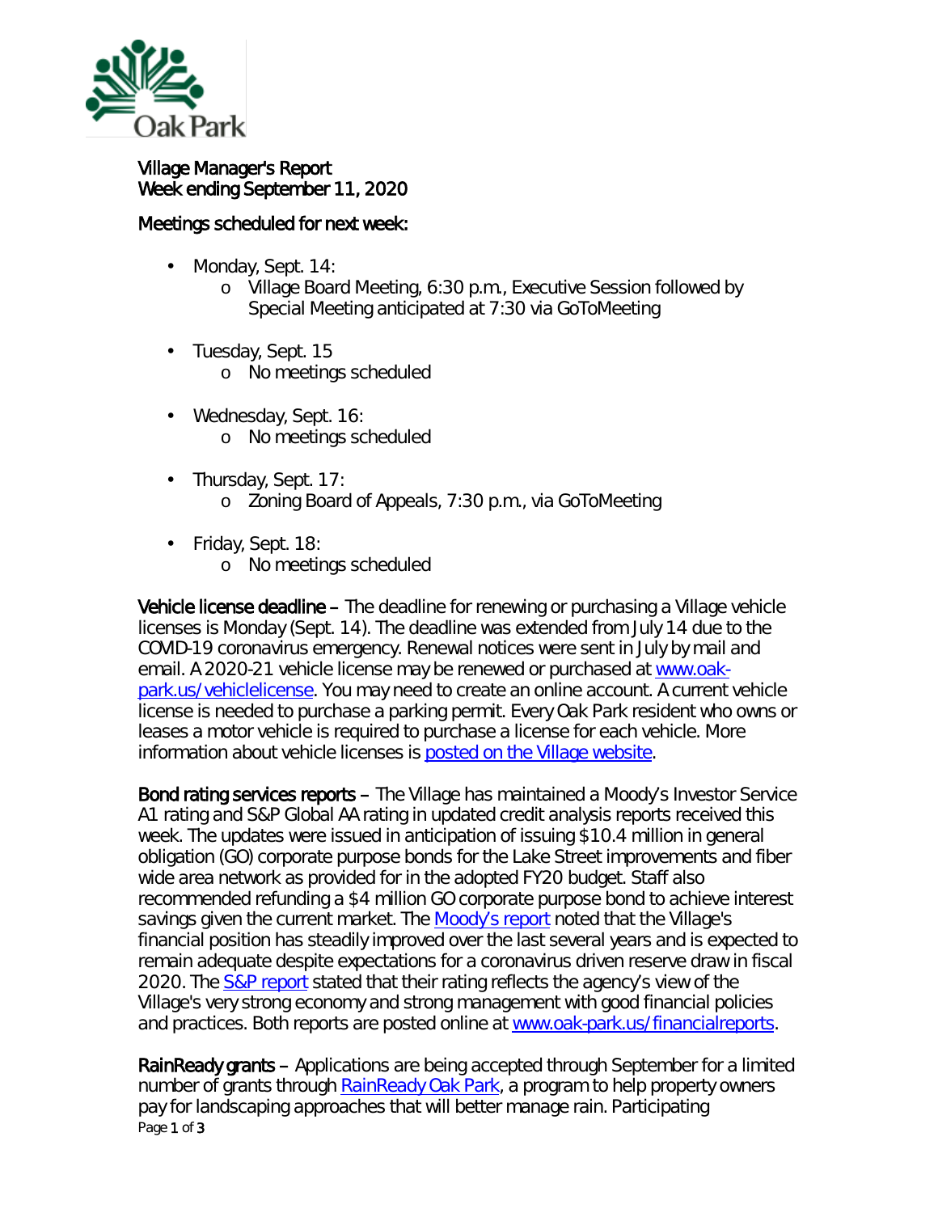Village Manager's Report
Week ending September 11, 2020

Meetings scheduled for next week:

- Monday, Sept. 14:
  - Village Board Meeting, 6:30 p.m., Executive Session followed by Special Meeting anticipated at 7:30 via GoToMeeting
- Tuesday, Sept. 15
  - No meetings scheduled
- Wednesday, Sept. 16:
  - No meetings scheduled
- Thursday, Sept. 17:
  - Zoning Board of Appeals, 7:30 p.m., via GoToMeeting
- Friday, Sept. 18:
  - No meetings scheduled

**Vehicle license deadline** – The deadline for renewing or purchasing a Village vehicle licenses is Monday (Sept. 14). The deadline was extended from July 14 due to the COVID-19 coronavirus emergency. Renewal notices were sent in July by mail and email. A 2020-21 vehicle license may be renewed or purchased at www.oak-park.us/vehiclelicense. You may need to create an online account. A current vehicle license is needed to purchase a parking permit. Every Oak Park resident who owns or leases a motor vehicle is required to purchase a license for each vehicle. More information about vehicle licenses is posted on the Village website.

**Bond rating services reports** – The Village has maintained a Moody's Investor Service A1 rating and S&P Global AA rating in updated credit analysis reports received this week. The updates were issued in anticipation of issuing $10.4 million in general obligation (GO) corporate purpose bonds for the Lake Street improvements and fiber wide area network as provided for in the adopted FY20 budget. Staff also recommended refunding a $4 million GO corporate purpose bond to achieve interest savings given the current market. The Moody's report noted that the Village's financial position has steadily improved over the last several years and is expected to remain adequate despite expectations for a coronavirus driven reserve draw in fiscal 2020. The S&P report stated that their rating reflects the agency's view of the Village's very strong economy and strong management with good financial policies and practices. Both reports are posted online at www.oak-park.us/financialreports.

**RainReady grants** – Applications are being accepted through September for a limited number of grants through RainReady Oak Park, a program to help property owners pay for landscaping approaches that will better manage rain. Participating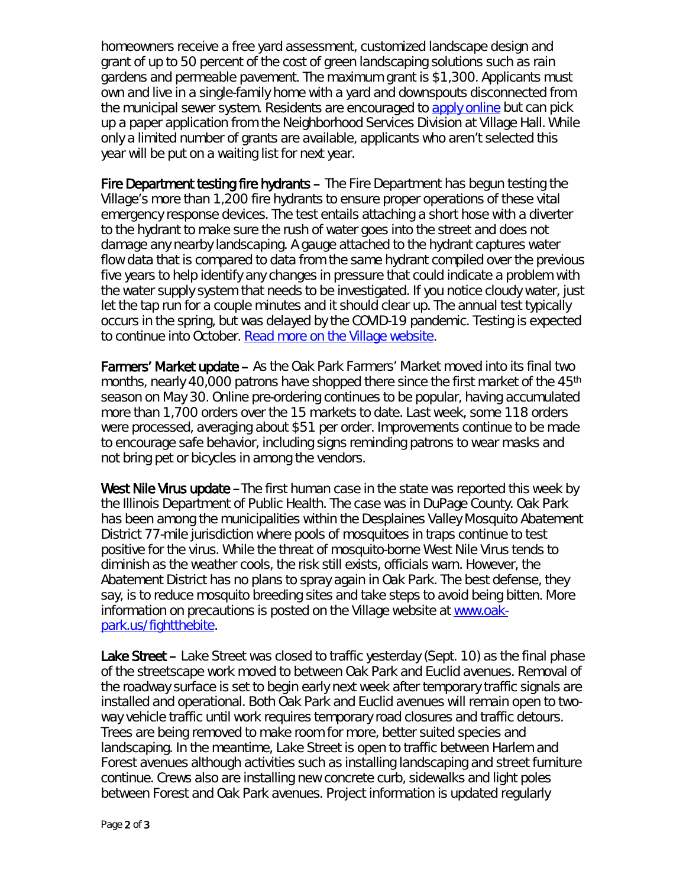homeowners receive a free yard assessment, customized landscape design and grant of up to 50 percent of the cost of green landscaping solutions such as rain gardens and permeable pavement. The maximum grant is $1,300. Applicants must own and live in a single-family home with a yard and downspouts disconnected from the municipal sewer system. Residents are encouraged to apply online but can pick up a paper application from the Neighborhood Services Division at Village Hall. While only a limited number of grants are available, applicants who aren't selected this year will be put on a waiting list for next year.

**Fire Department testing fire hydrants** – The Fire Department has begun testing the Village's more than 1,200 fire hydrants to ensure proper operations of these vital emergency response devices. The test entails attaching a short hose with a diverter to the hydrant to make sure the rush of water goes into the street and does not damage any nearby landscaping. A gauge attached to the hydrant captures water flow data that is compared to data from the same hydrant compiled over the previous five years to help identify any changes in pressure that could indicate a problem with the water supply system that needs to be investigated. If you notice cloudy water, just let the tap run for a couple minutes and it should clear up. The annual test typically occurs in the spring, but was delayed by the COVID-19 pandemic. Testing is expected to continue into October. Read more on the Village website.

**Farmers' Market update** – As the Oak Park Farmers' Market moved into its final two months, nearly 40,000 patrons have shopped there since the first market of the 45th season on May 30. Online pre-ordering continues to be popular, having accumulated more than 1,700 orders over the 15 markets to date. Last week, some 118 orders were processed, averaging about $51 per order. Improvements continue to be made to encourage safe behavior, including signs reminding patrons to wear masks and not bring pet or bicycles in among the vendors.

**West Nile Virus update** – The first human case in the state was reported this week by the Illinois Department of Public Health. The case was in DuPage County. Oak Park has been among the municipalities within the Desplaines Valley Mosquito Abatement District 77-mile jurisdiction where pools of mosquitoes in traps continue to test positive for the virus. While the threat of mosquito-borne West Nile Virus tends to diminish as the weather cools, the risk still exists, officials warn. However, the Abatement District has no plans to spray again in Oak Park. The best defense, they say, is to reduce mosquito breeding sites and take steps to avoid being bitten. More information on precautions is posted on the Village website at www.oak-park.us/fightthebite.

**Lake Street** – Lake Street was closed to traffic yesterday (Sept. 10) as the final phase of the streetscape work moved to between Oak Park and Euclid avenues. Removal of the roadway surface is set to begin early next week after temporary traffic signals are installed and operational. Both Oak Park and Euclid avenues will remain open to two-way vehicle traffic until work requires temporary road closures and traffic detours. Trees are being removed to make room for more, better suited species and landscaping. In the meantime, Lake Street is open to traffic between Harlem and Forest avenues although activities such as installing landscaping and street furniture continue. Crews also are installing new concrete curb, sidewalks and light poles between Forest and Oak Park avenues. Project information is updated regularly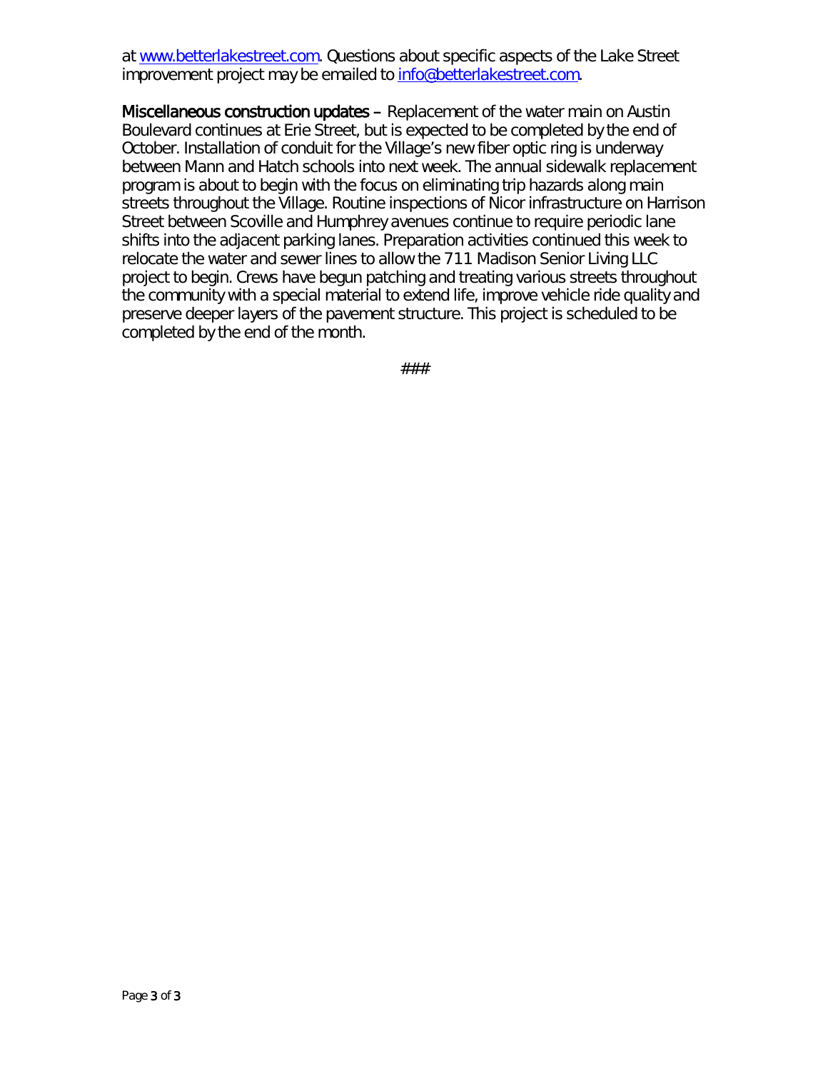at www.betterlakestreet.com. Questions about specific aspects of the Lake Street improvement project may be emailed to info@betterlakestreet.com.

**Miscellaneous construction updates** – Replacement of the water main on Austin Boulevard continues at Erie Street, but is expected to be completed by the end of October. Installation of conduit for the Village's new fiber optic ring is underway between Mann and Hatch schools into next week. The annual sidewalk replacement program is about to begin with the focus on eliminating trip hazards along main streets throughout the Village. Routine inspections of Nicor infrastructure on Harrison Street between Scoville and Humphrey avenues continue to require periodic lane shifts into the adjacent parking lanes. Preparation activities continued this week to relocate the water and sewer lines to allow the 711 Madison Senior Living LLC project to begin. Crews have begun patching and treating various streets throughout the community with a special material to extend life, improve vehicle ride quality and preserve deeper layers of the pavement structure. This project is scheduled to be completed by the end of the month.

###